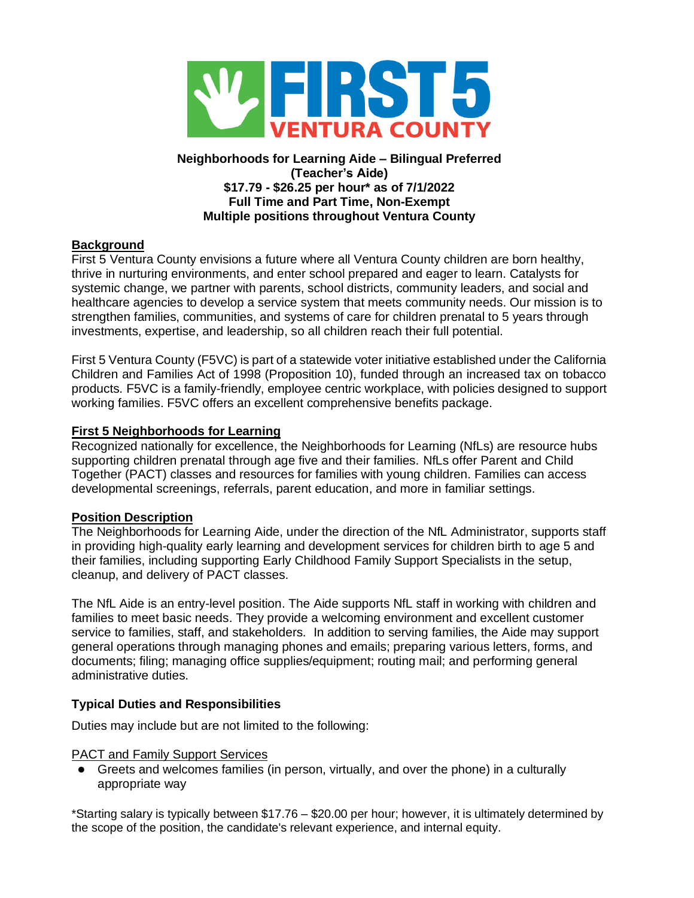FIRST 5 VENTURA COUNTY

**Neighborhoods for Learning Aide – Bilingual Preferred**
**(Teacher's Aide)**
**$17.79 - $26.25 per hour* as of 7/1/2022**
**Full Time and Part Time, Non-Exempt**
**Multiple positions throughout Ventura County**

## Background

First 5 Ventura County envisions a future where all Ventura County children are born healthy, thrive in nurturing environments, and enter school prepared and eager to learn. Catalysts for systemic change, we partner with parents, school districts, community leaders, and social and healthcare agencies to develop a service system that meets community needs. Our mission is to strengthen families, communities, and systems of care for children prenatal to 5 years through investments, expertise, and leadership, so all children reach their full potential.

First 5 Ventura County (F5VC) is part of a statewide voter initiative established under the California Children and Families Act of 1998 (Proposition 10), funded through an increased tax on tobacco products. F5VC is a family-friendly, employee centric workplace, with policies designed to support working families. F5VC offers an excellent comprehensive benefits package.

## First 5 Neighborhoods for Learning

Recognized nationally for excellence, the Neighborhoods for Learning (NfLs) are resource hubs supporting children prenatal through age five and their families. NfLs offer Parent and Child Together (PACT) classes and resources for families with young children. Families can access developmental screenings, referrals, parent education, and more in familiar settings.

## Position Description

The Neighborhoods for Learning Aide, under the direction of the NfL Administrator, supports staff in providing high-quality early learning and development services for children birth to age 5 and their families, including supporting Early Childhood Family Support Specialists in the setup, cleanup, and delivery of PACT classes.

The NfL Aide is an entry-level position. The Aide supports NfL staff in working with children and families to meet basic needs. They provide a welcoming environment and excellent customer service to families, staff, and stakeholders. In addition to serving families, the Aide may support general operations through managing phones and emails; preparing various letters, forms, and documents; filing; managing office supplies/equipment; routing mail; and performing general administrative duties.

### Typical Duties and Responsibilities

Duties may include but are not limited to the following:

PACT and Family Support Services

- Greets and welcomes families (in person, virtually, and over the phone) in a culturally appropriate way

*Starting salary is typically between $17.76 – $20.00 per hour; however, it is ultimately determined by the scope of the position, the candidate's relevant experience, and internal equity.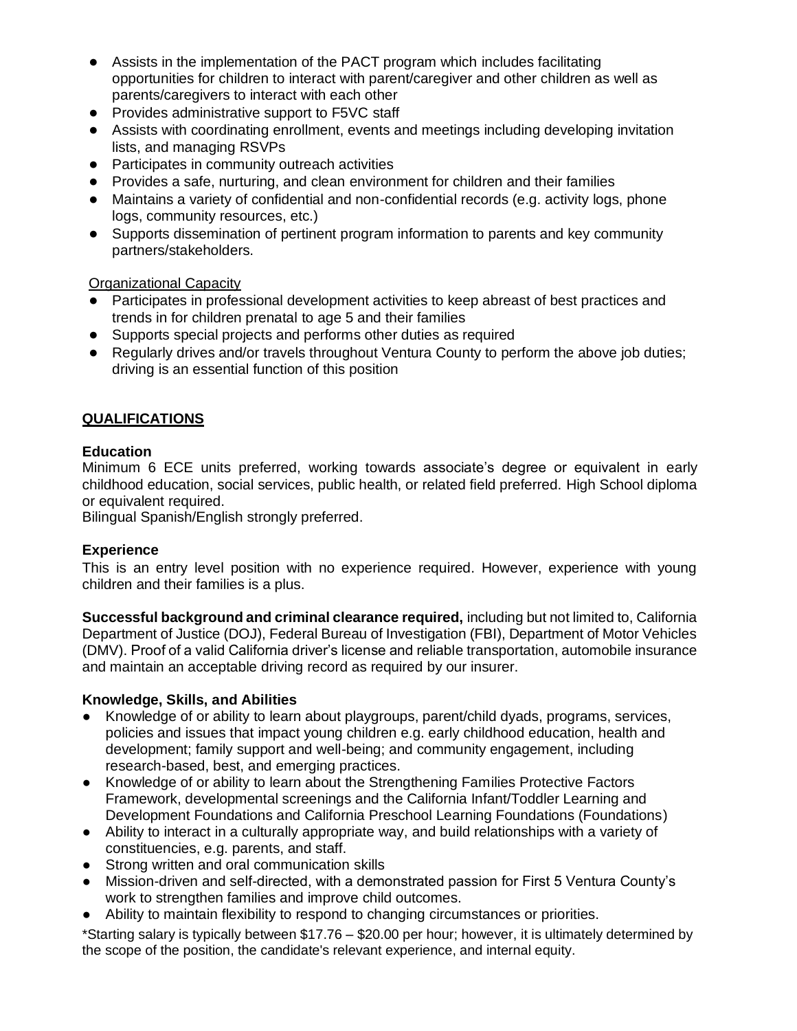- Assists in the implementation of the PACT program which includes facilitating opportunities for children to interact with parent/caregiver and other children as well as parents/caregivers to interact with each other
- Provides administrative support to F5VC staff
- Assists with coordinating enrollment, events and meetings including developing invitation lists, and managing RSVPs
- Participates in community outreach activities
- Provides a safe, nurturing, and clean environment for children and their families
- Maintains a variety of confidential and non-confidential records (e.g. activity logs, phone logs, community resources, etc.)
- Supports dissemination of pertinent program information to parents and key community partners/stakeholders.

<u>Organizational Capacity</u>

- Participates in professional development activities to keep abreast of best practices and trends in for children prenatal to age 5 and their families
- Supports special projects and performs other duties as required
- Regularly drives and/or travels throughout Ventura County to perform the above job duties; driving is an essential function of this position

## <u>QUALIFICATIONS</u>

### Education

Minimum 6 ECE units preferred, working towards associate's degree or equivalent in early childhood education, social services, public health, or related field preferred. High School diploma or equivalent required.
Bilingual Spanish/English strongly preferred.

### Experience

This is an entry level position with no experience required. However, experience with young children and their families is a plus.

**Successful background and criminal clearance required,** including but not limited to, California Department of Justice (DOJ), Federal Bureau of Investigation (FBI), Department of Motor Vehicles (DMV). Proof of a valid California driver's license and reliable transportation, automobile insurance and maintain an acceptable driving record as required by our insurer.

### Knowledge, Skills, and Abilities

- Knowledge of or ability to learn about playgroups, parent/child dyads, programs, services, policies and issues that impact young children e.g. early childhood education, health and development; family support and well-being; and community engagement, including research-based, best, and emerging practices.
- Knowledge of or ability to learn about the Strengthening Families Protective Factors Framework, developmental screenings and the California Infant/Toddler Learning and Development Foundations and California Preschool Learning Foundations (Foundations)
- Ability to interact in a culturally appropriate way, and build relationships with a variety of constituencies, e.g. parents, and staff.
- Strong written and oral communication skills
- Mission-driven and self-directed, with a demonstrated passion for First 5 Ventura County's work to strengthen families and improve child outcomes.
- Ability to maintain flexibility to respond to changing circumstances or priorities.

*Starting salary is typically between $17.76 – $20.00 per hour; however, it is ultimately determined by the scope of the position, the candidate's relevant experience, and internal equity.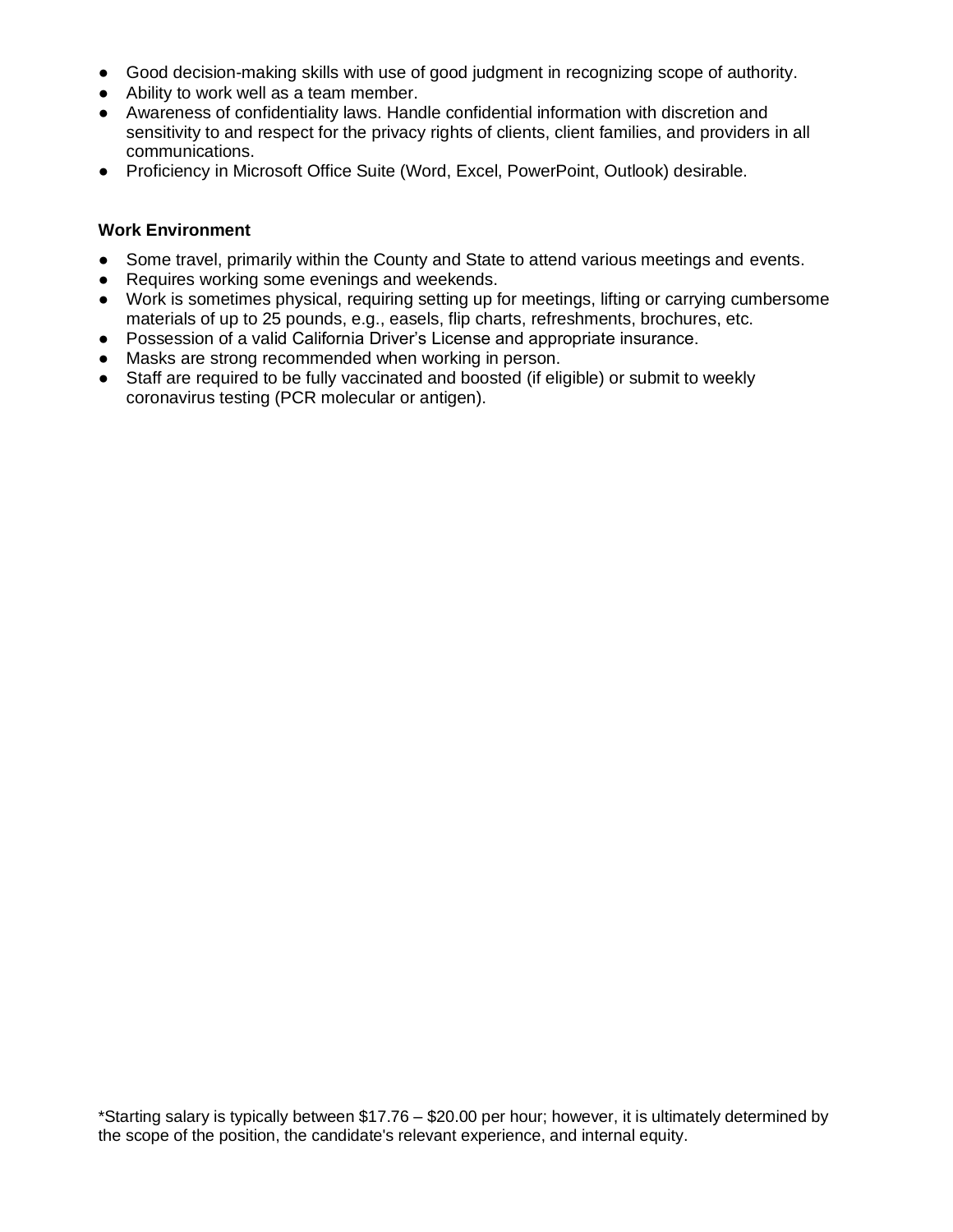- Good decision-making skills with use of good judgment in recognizing scope of authority.
- Ability to work well as a team member.
- Awareness of confidentiality laws. Handle confidential information with discretion and sensitivity to and respect for the privacy rights of clients, client families, and providers in all communications.
- Proficiency in Microsoft Office Suite (Word, Excel, PowerPoint, Outlook) desirable.

**Work Environment**

- Some travel, primarily within the County and State to attend various meetings and events.
- Requires working some evenings and weekends.
- Work is sometimes physical, requiring setting up for meetings, lifting or carrying cumbersome materials of up to 25 pounds, e.g., easels, flip charts, refreshments, brochures, etc.
- Possession of a valid California Driver's License and appropriate insurance.
- Masks are strong recommended when working in person.
- Staff are required to be fully vaccinated and boosted (if eligible) or submit to weekly coronavirus testing (PCR molecular or antigen).

*Starting salary is typically between $17.76 – $20.00 per hour; however, it is ultimately determined by the scope of the position, the candidate's relevant experience, and internal equity.